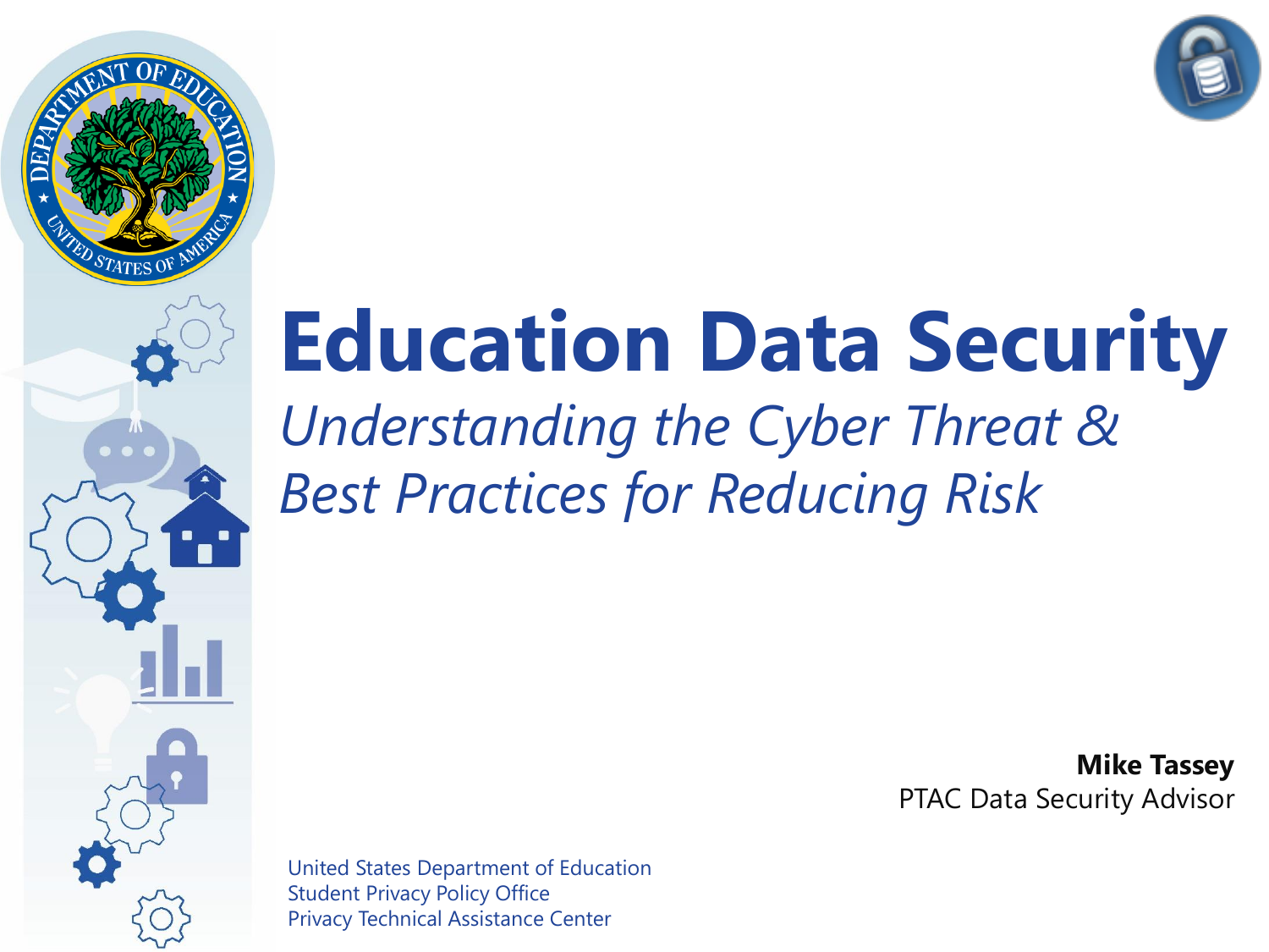# Education Data Security

*Understanding the Cyber Threat & Best Practices for Reducing Risk*

**Mike Tassey**
PTAC Data Security Advisor

United States Department of Education
Student Privacy Policy Office
Privacy Technical Assistance Center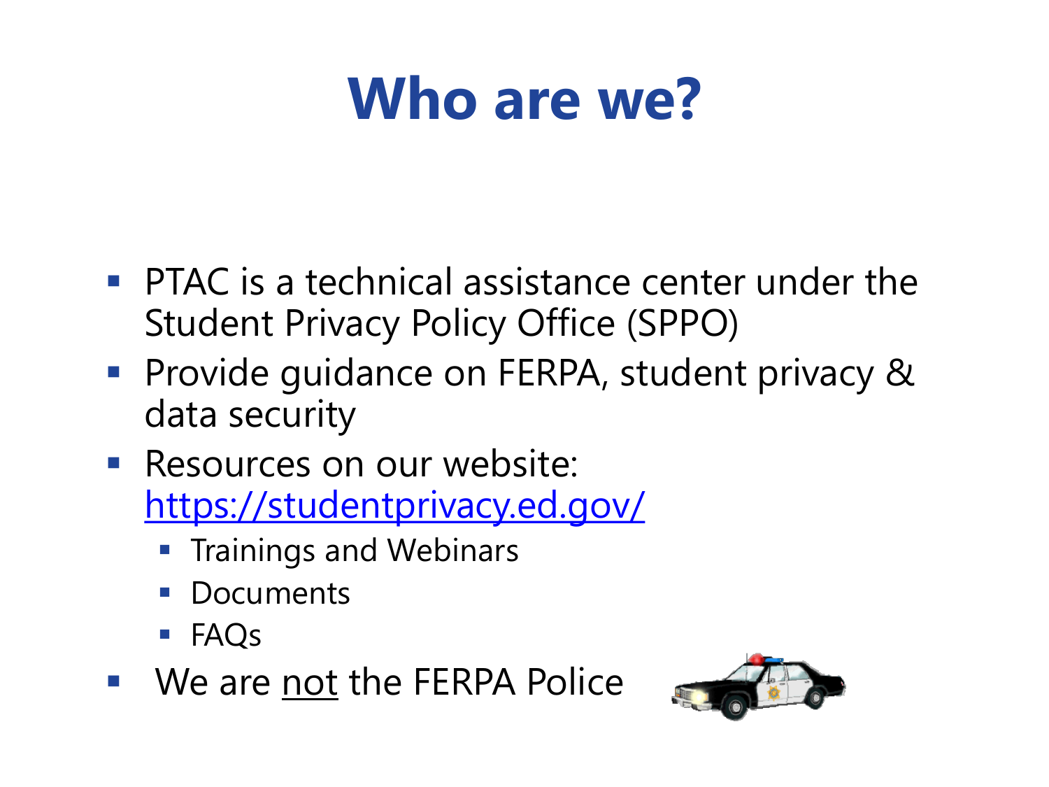# Who are we?

- PTAC is a technical assistance center under the Student Privacy Policy Office (SPPO)
- Provide guidance on FERPA, student privacy & data security
- Resources on our website: [https://studentprivacy.ed.gov/](https://studentprivacy.ed.gov/)
  - Trainings and Webinars
  - Documents
  - FAQs
- We are <u>not</u> the FERPA Police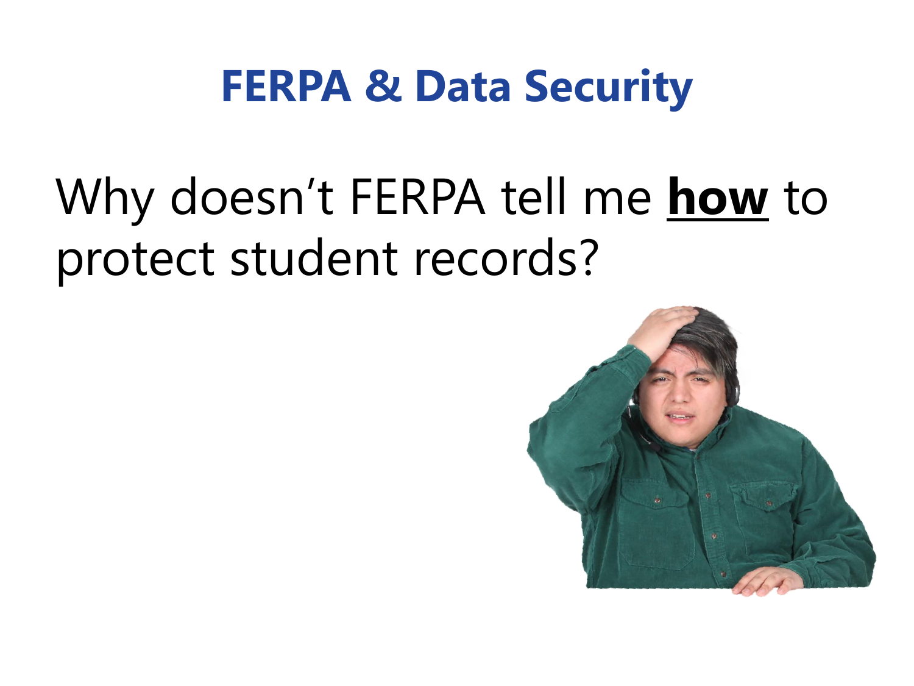# FERPA & Data Security

Why doesn't FERPA tell me **how** to protect student records?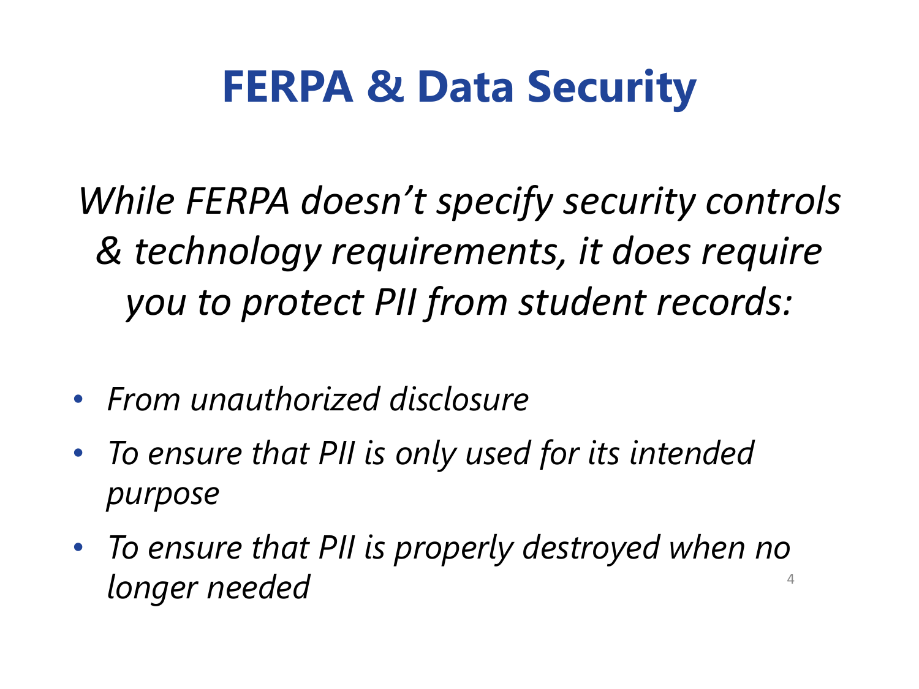# FERPA & Data Security

*While FERPA doesn’t specify security controls & technology requirements, it does require you to protect PII from student records:*

- *From unauthorized disclosure*
- *To ensure that PII is only used for its intended purpose*
- *To ensure that PII is properly destroyed when no longer needed*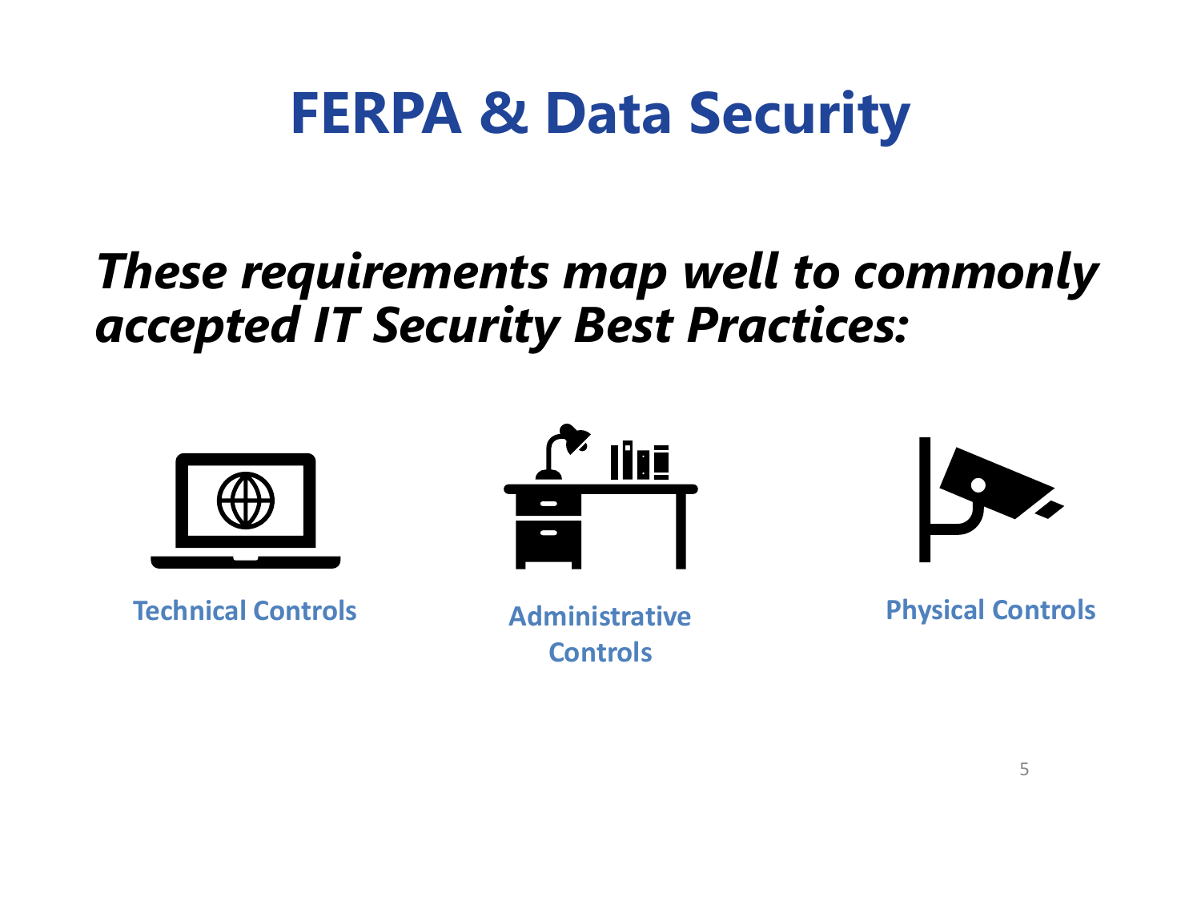# FERPA & Data Security

***These requirements map well to commonly accepted IT Security Best Practices:***

**Technical Controls**

**Administrative Controls**

**Physical Controls**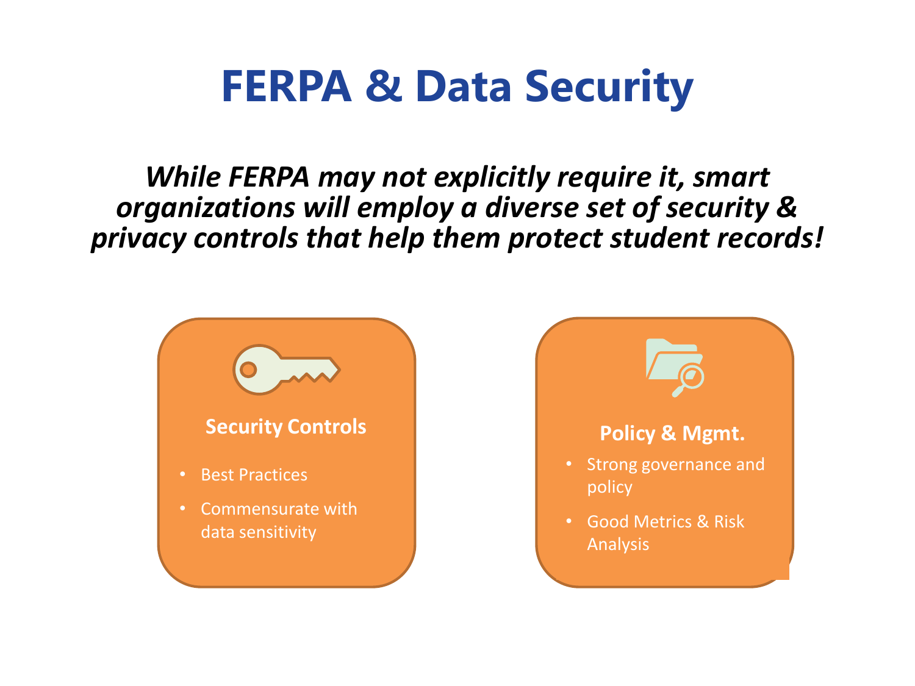# FERPA & Data Security

***While FERPA may not explicitly require it, smart organizations will employ a diverse set of security & privacy controls that help them protect student records!***

### Security Controls

- Best Practices
- Commensurate with data sensitivity

### Policy & Mgmt.

- Strong governance and policy
- Good Metrics & Risk Analysis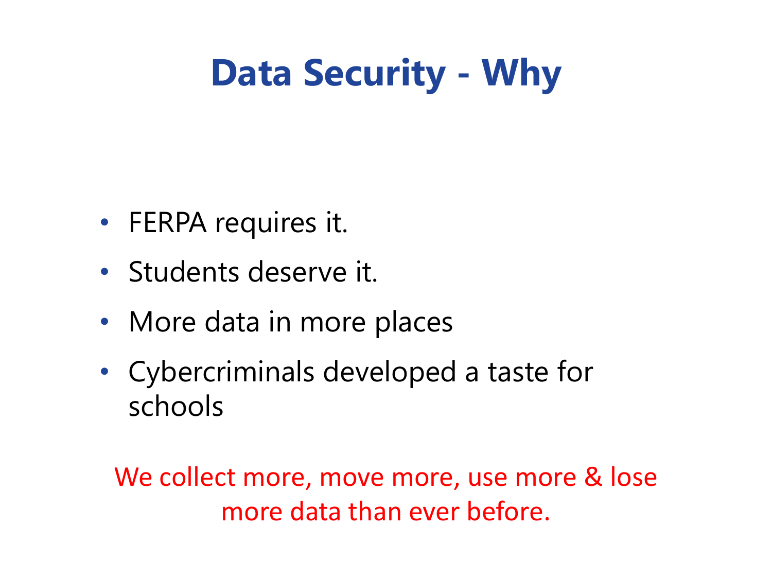# Data Security - Why

- FERPA requires it.
- Students deserve it.
- More data in more places
- Cybercriminals developed a taste for schools

We collect more, move more, use more & lose more data than ever before.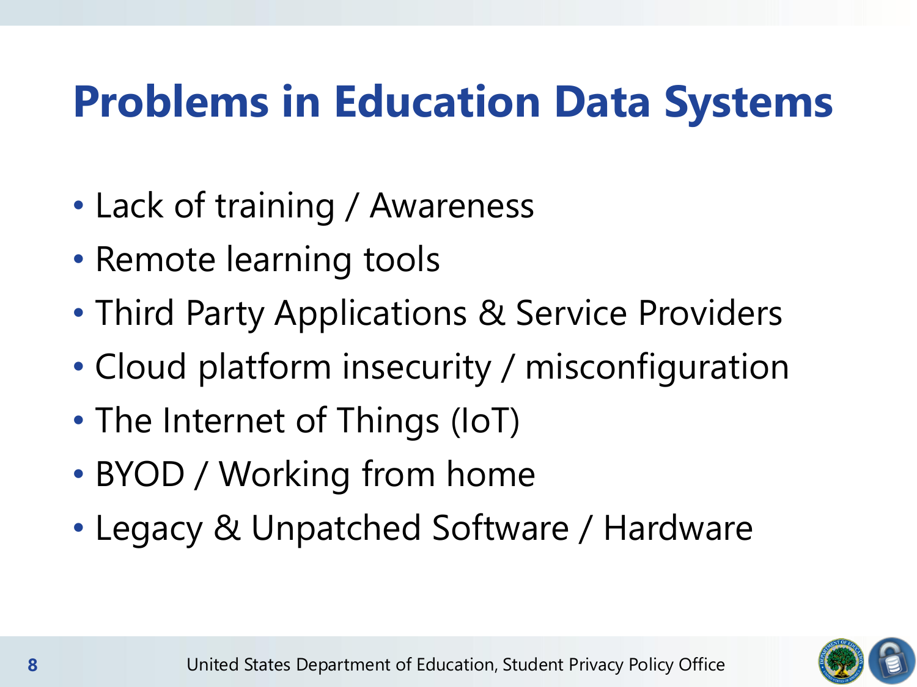# Problems in Education Data Systems

- Lack of training / Awareness
- Remote learning tools
- Third Party Applications & Service Providers
- Cloud platform insecurity / misconfiguration
- The Internet of Things (IoT)
- BYOD / Working from home
- Legacy & Unpatched Software / Hardware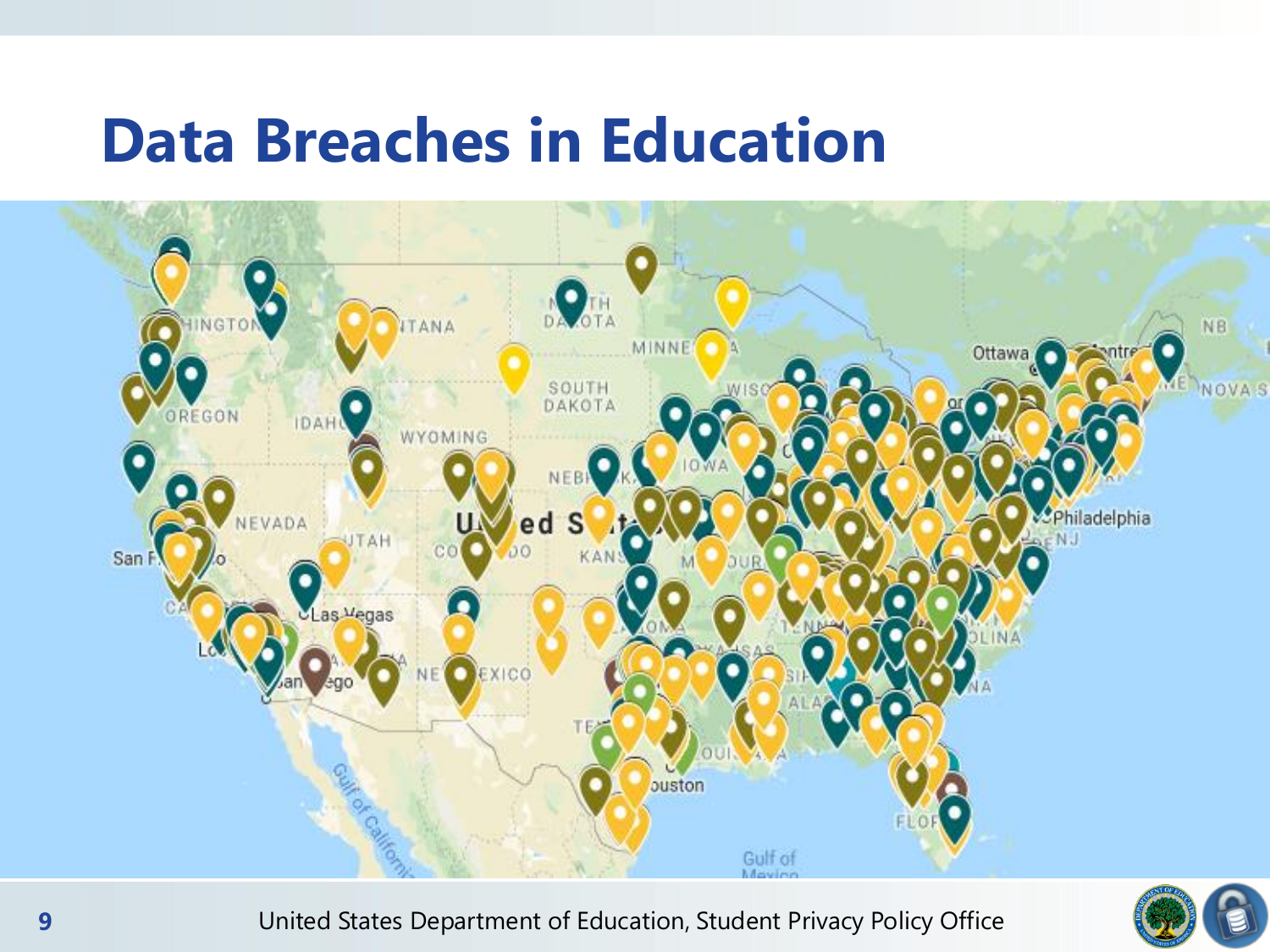# Data Breaches in Education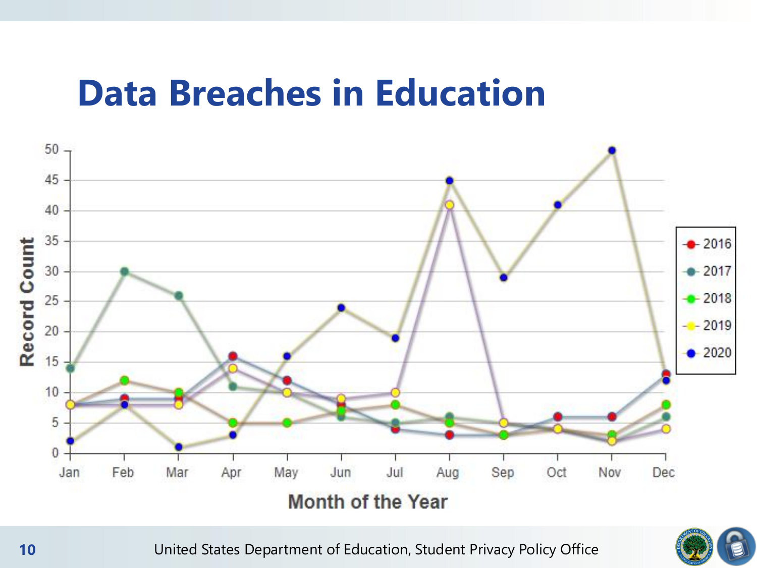# Data Breaches in Education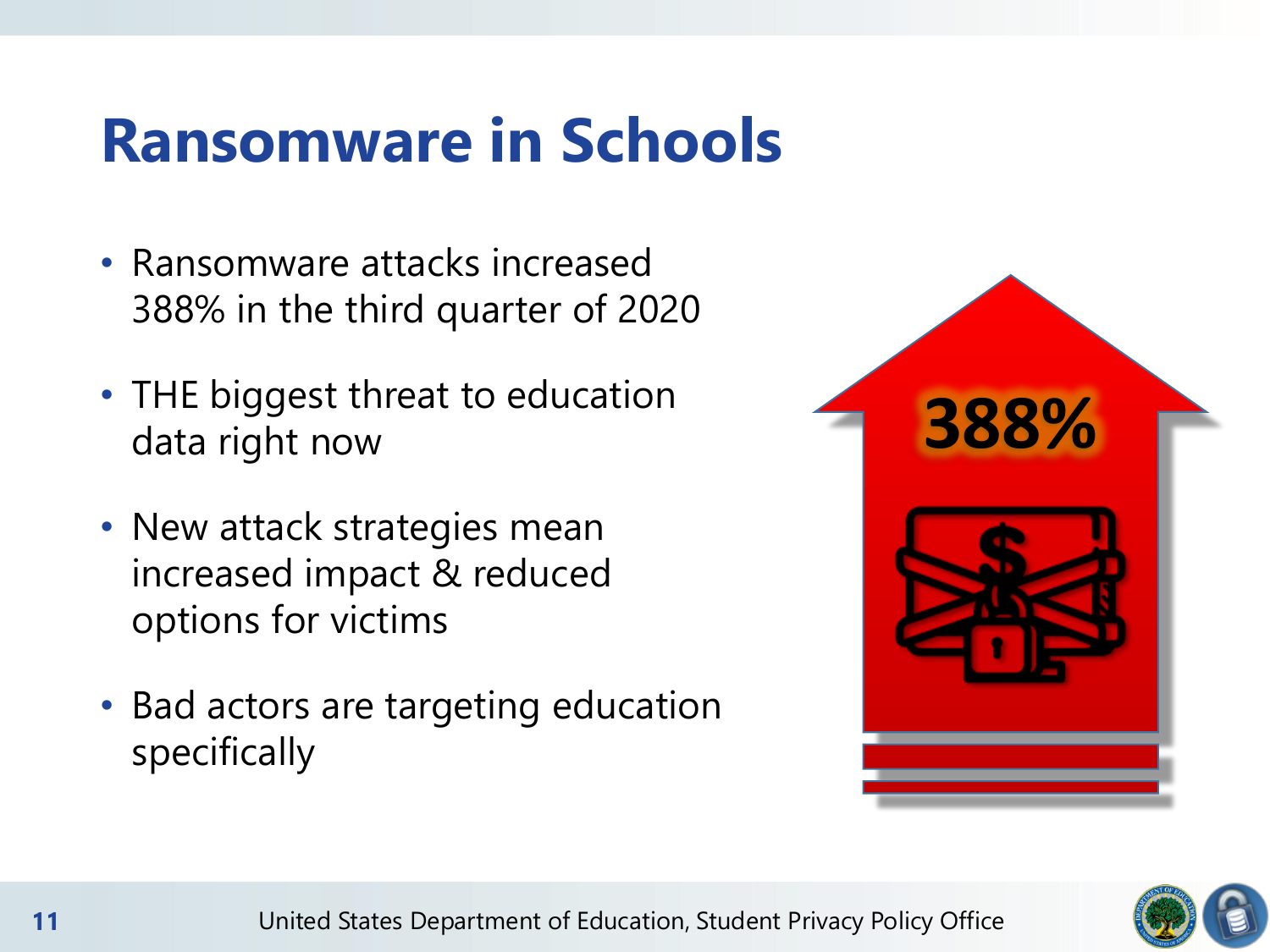# Ransomware in Schools

- Ransomware attacks increased 388% in the third quarter of 2020
- THE biggest threat to education data right now
- New attack strategies mean increased impact & reduced options for victims
- Bad actors are targeting education specifically

388%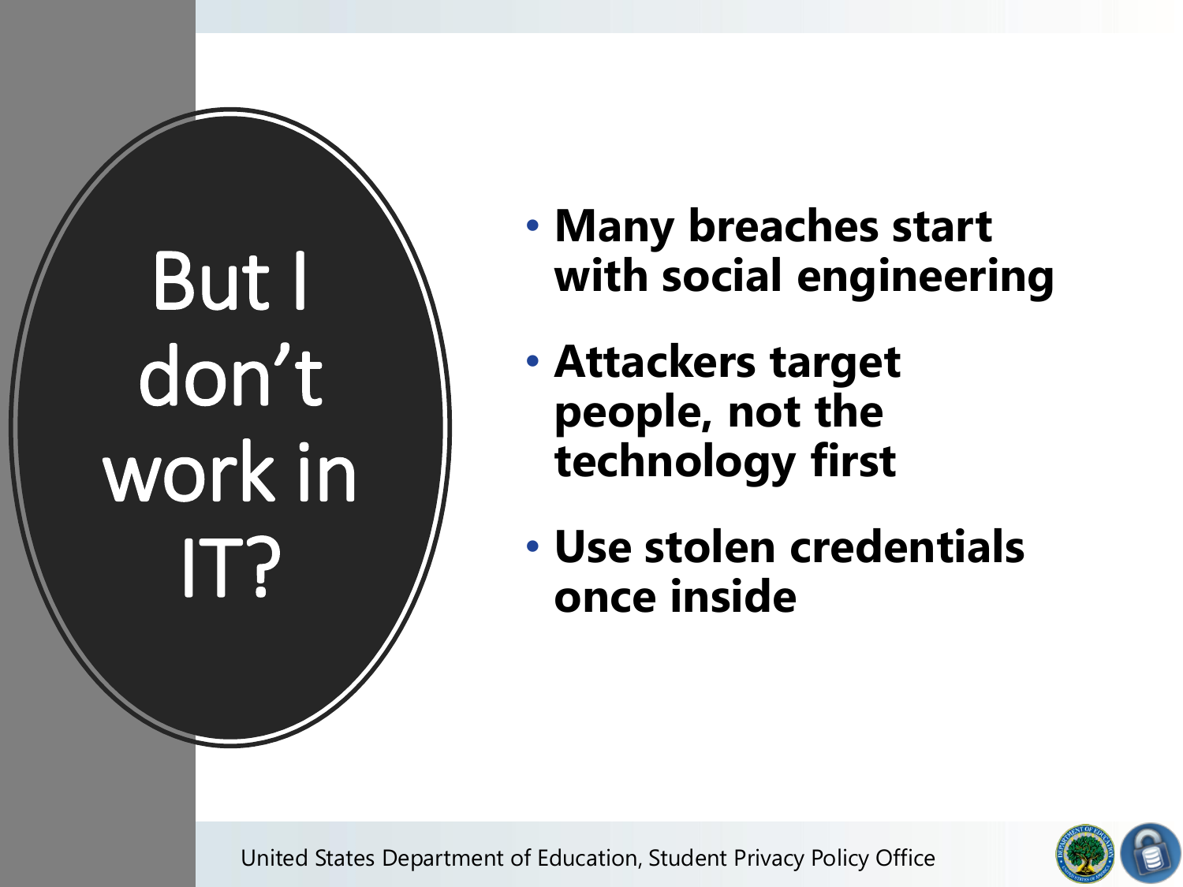# But I don't work in IT?

- **Many breaches start with social engineering**
- **Attackers target people, not the technology first**
- **Use stolen credentials once inside**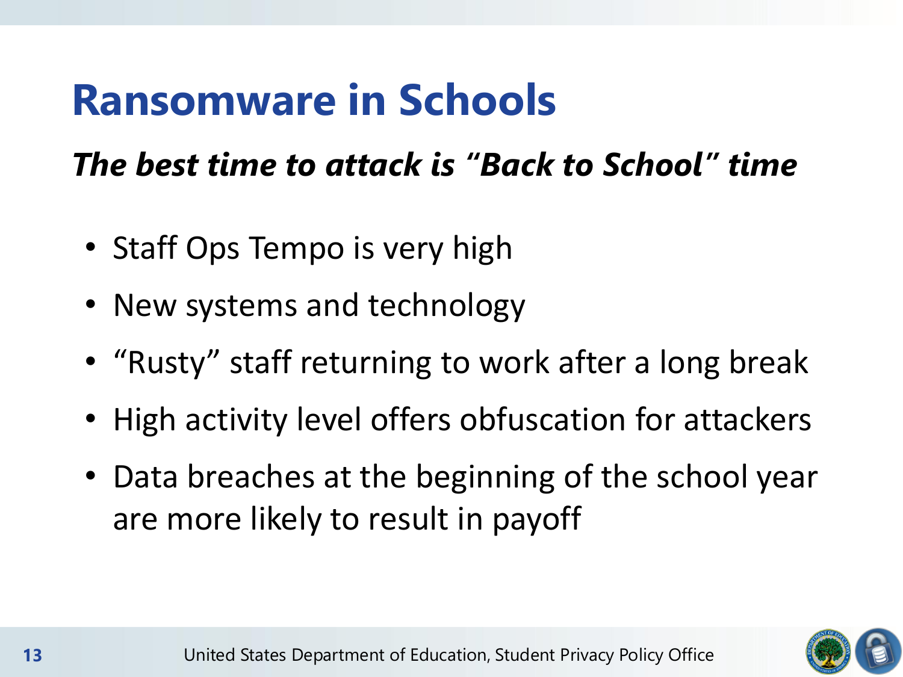# Ransomware in Schools

***The best time to attack is "Back to School" time***

- Staff Ops Tempo is very high
- New systems and technology
- "Rusty" staff returning to work after a long break
- High activity level offers obfuscation for attackers
- Data breaches at the beginning of the school year are more likely to result in payoff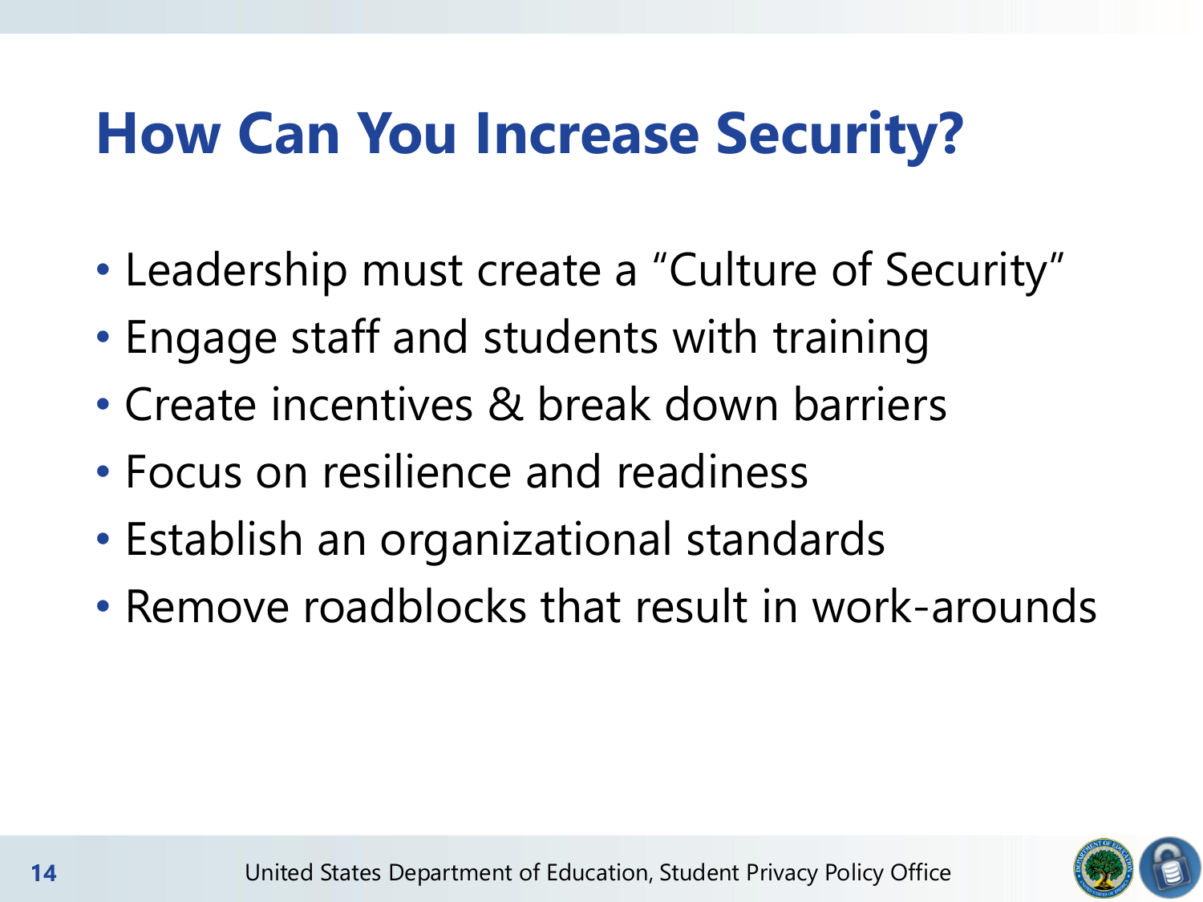# How Can You Increase Security?

- Leadership must create a "Culture of Security"
- Engage staff and students with training
- Create incentives & break down barriers
- Focus on resilience and readiness
- Establish an organizational standards
- Remove roadblocks that result in work-arounds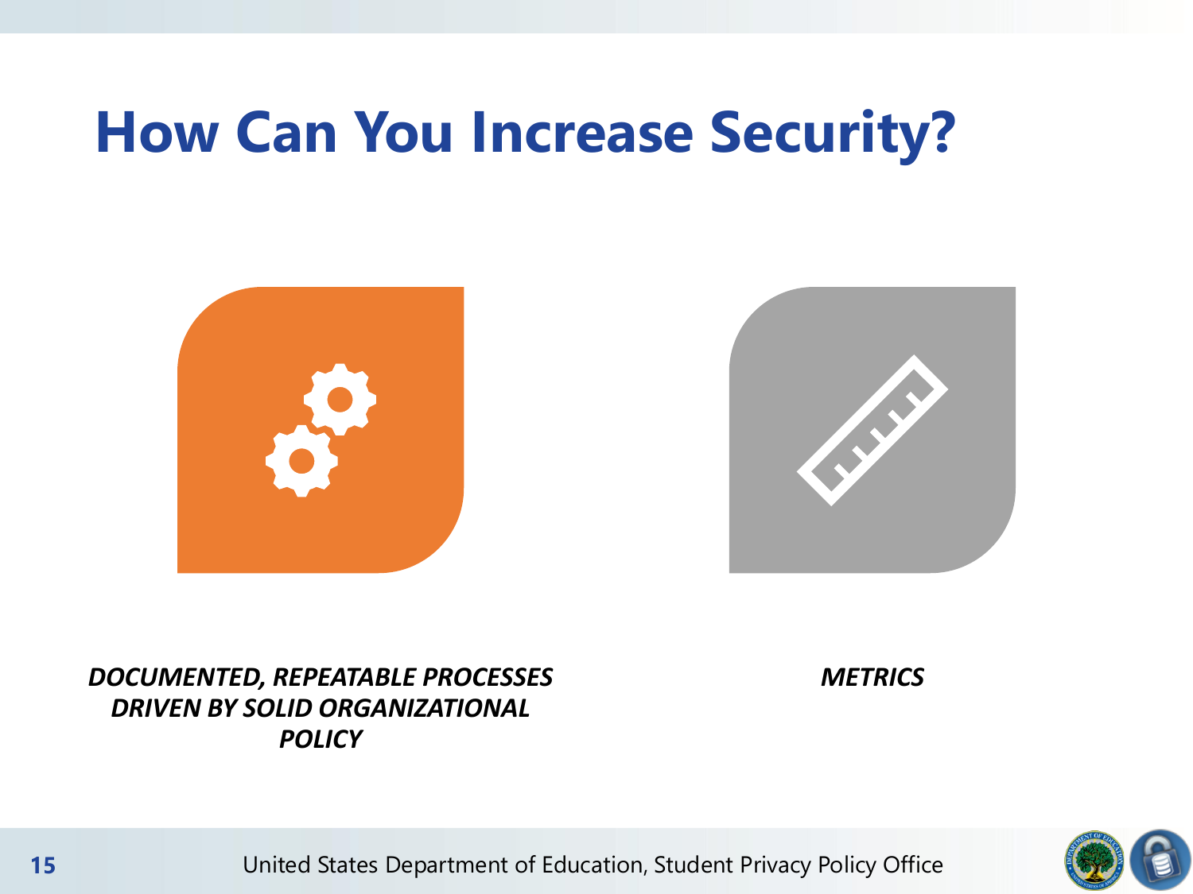# How Can You Increase Security?

***DOCUMENTED, REPEATABLE PROCESSES DRIVEN BY SOLID ORGANIZATIONAL POLICY***

***METRICS***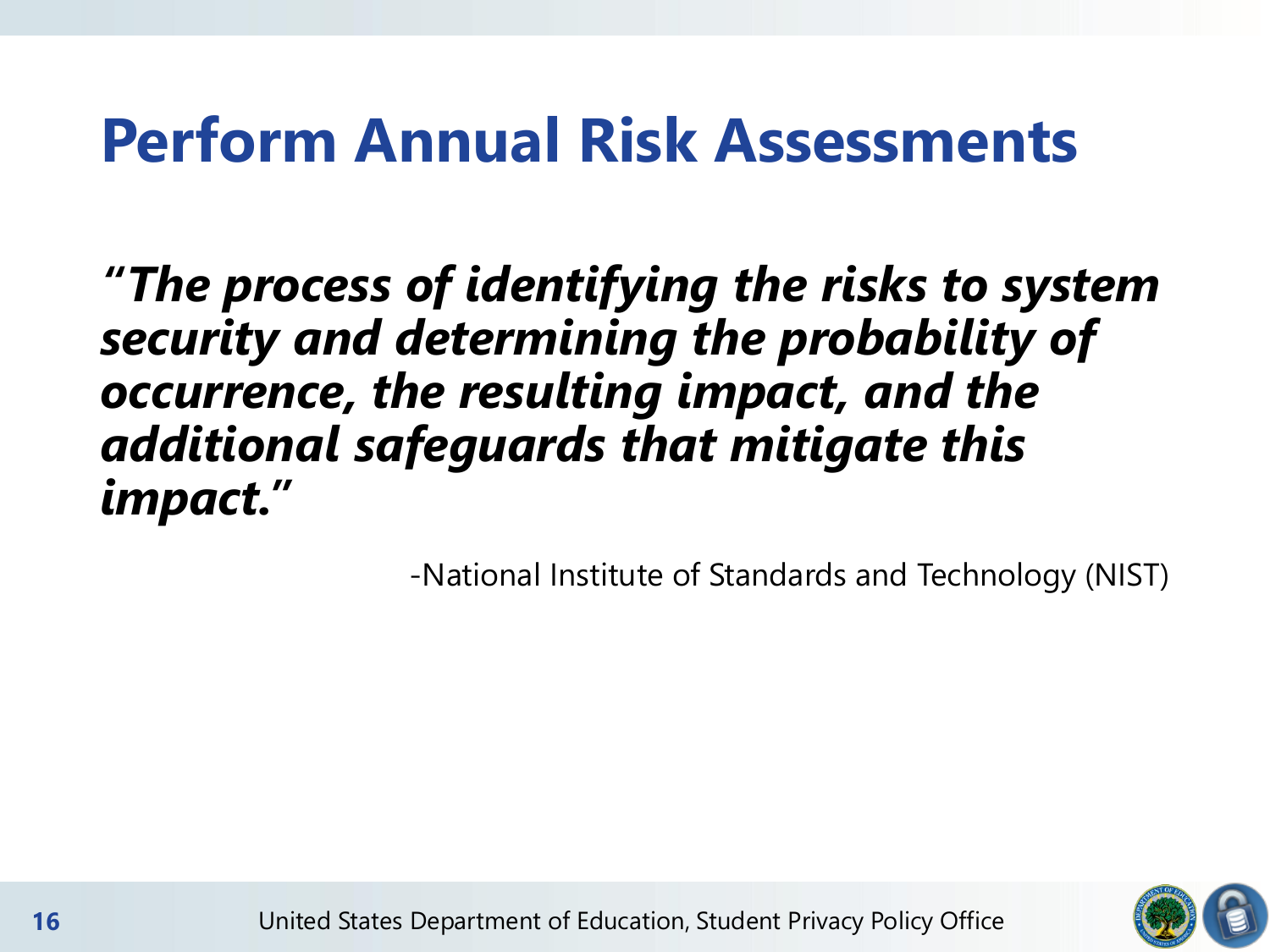# Perform Annual Risk Assessments

***"The process of identifying the risks to system security and determining the probability of occurrence, the resulting impact, and the additional safeguards that mitigate this impact."***

-National Institute of Standards and Technology (NIST)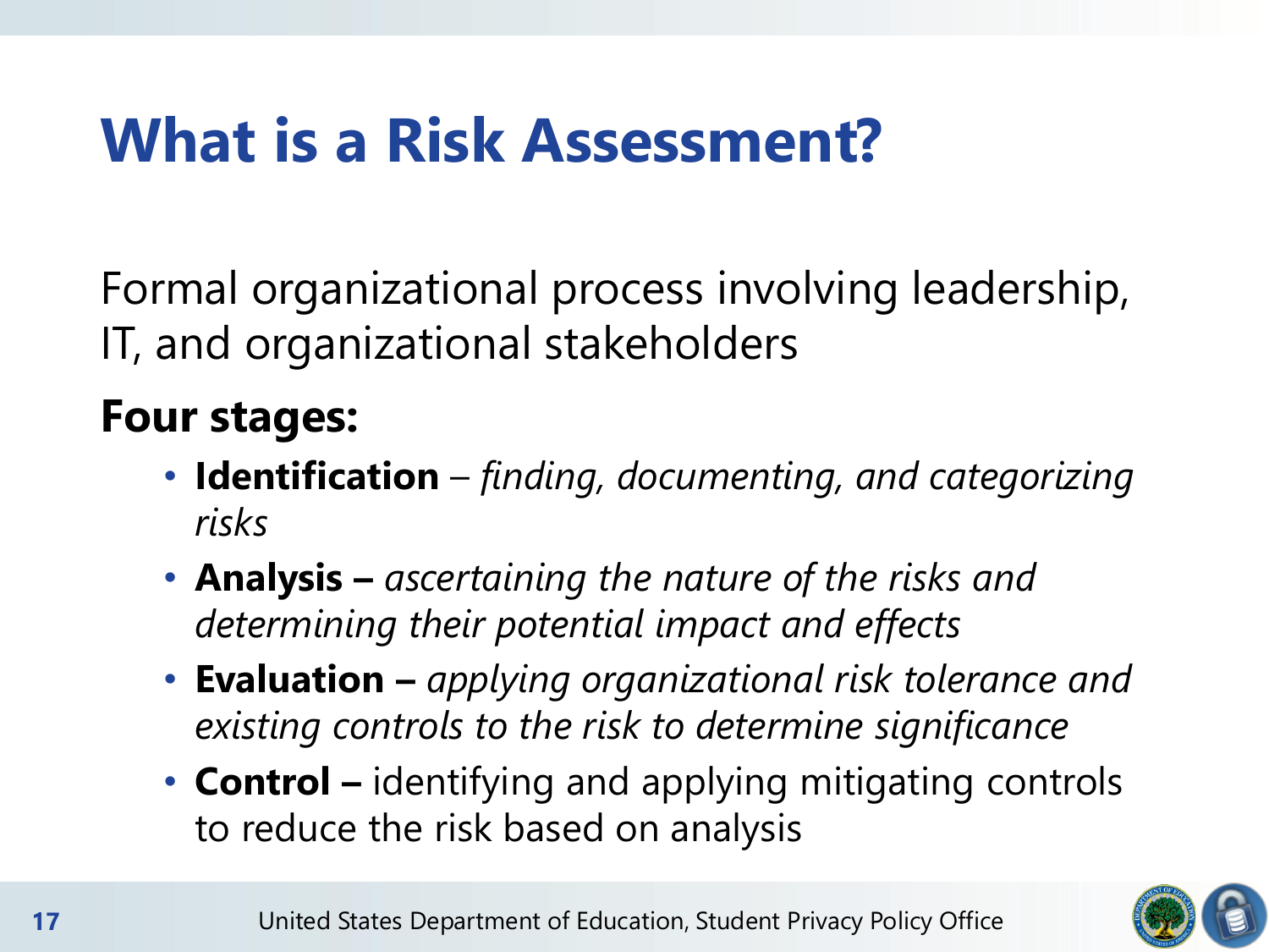# What is a Risk Assessment?

Formal organizational process involving leadership, IT, and organizational stakeholders

**Four stages:**

- **Identification** – *finding, documenting, and categorizing risks*
- **Analysis –** *ascertaining the nature of the risks and determining their potential impact and effects*
- **Evaluation –** *applying organizational risk tolerance and existing controls to the risk to determine significance*
- **Control –** identifying and applying mitigating controls to reduce the risk based on analysis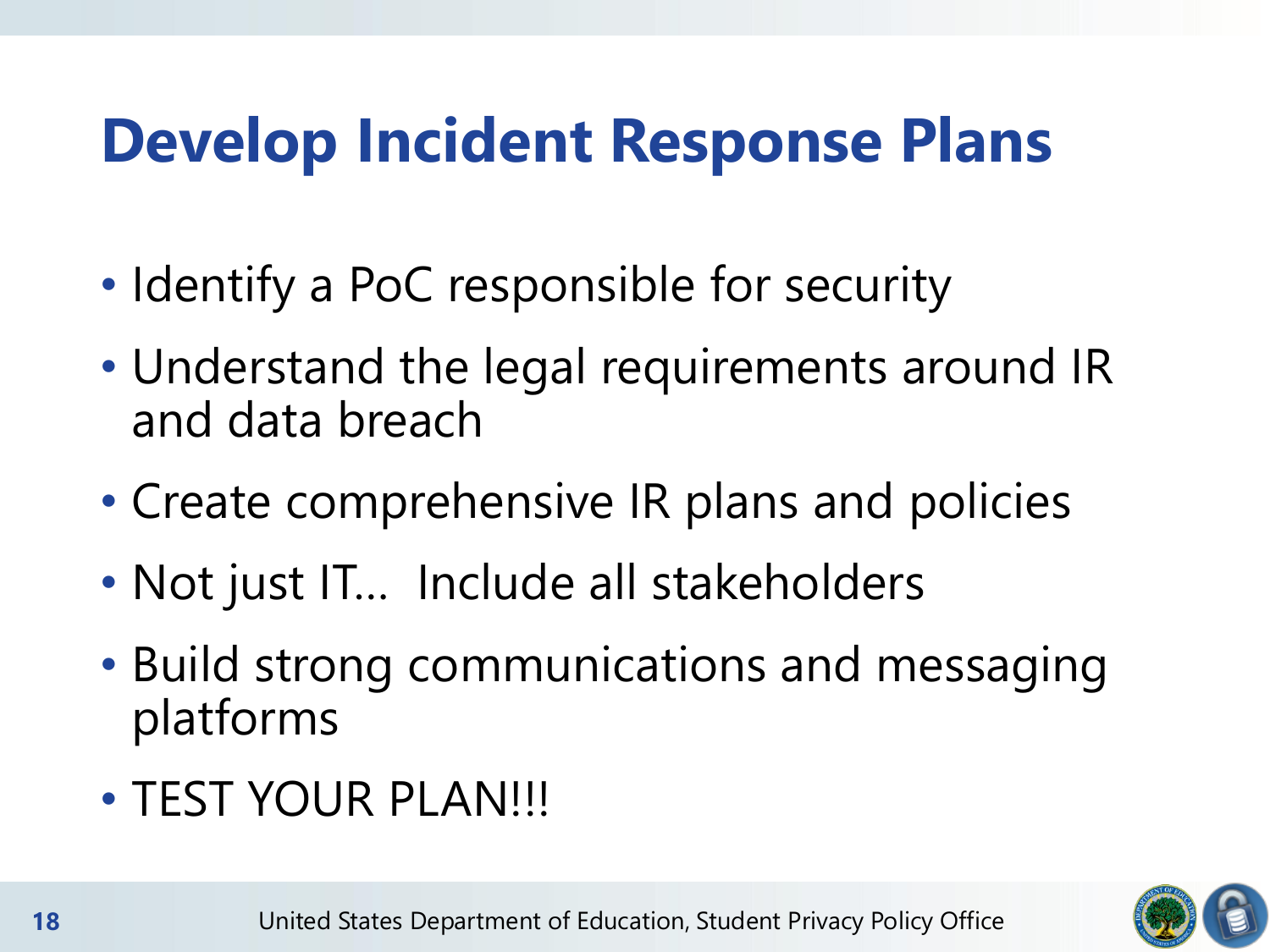# Develop Incident Response Plans

- Identify a PoC responsible for security
- Understand the legal requirements around IR and data breach
- Create comprehensive IR plans and policies
- Not just IT… Include all stakeholders
- Build strong communications and messaging platforms
- TEST YOUR PLAN!!!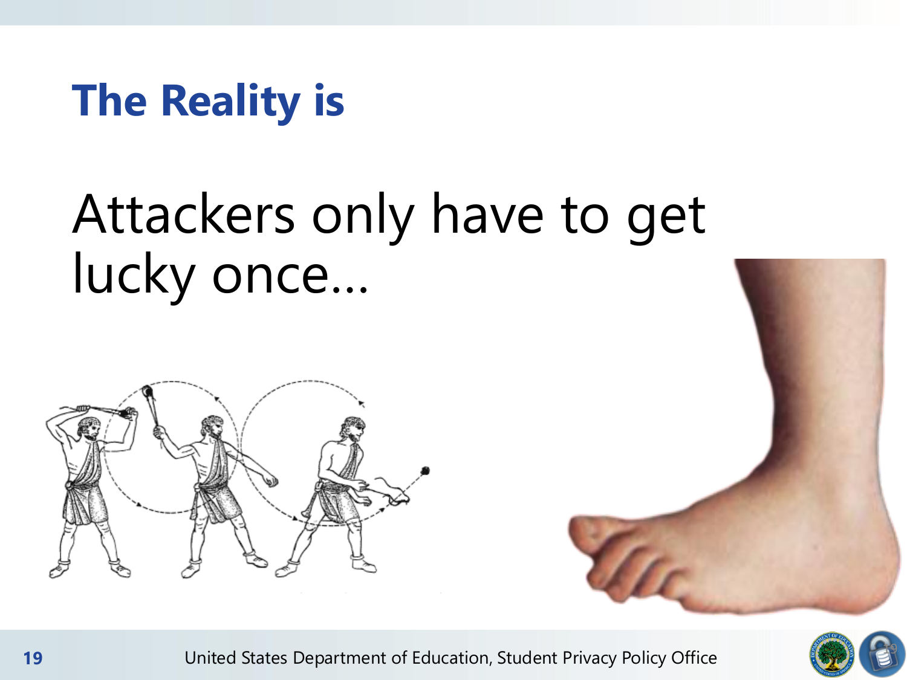# The Reality is

Attackers only have to get lucky once…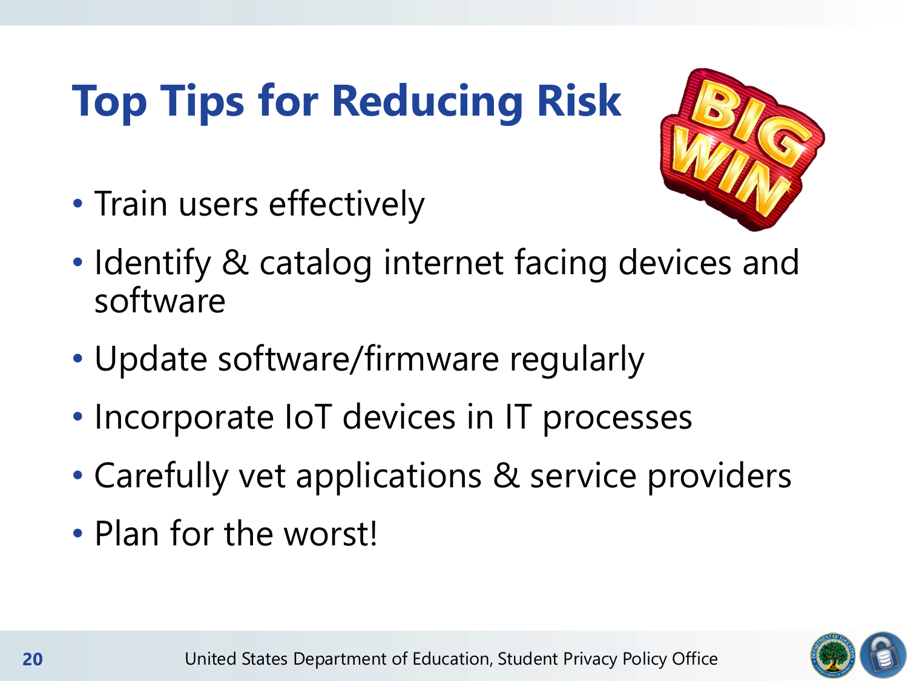# Top Tips for Reducing Risk

- Train users effectively
- Identify & catalog internet facing devices and software
- Update software/firmware regularly
- Incorporate IoT devices in IT processes
- Carefully vet applications & service providers
- Plan for the worst!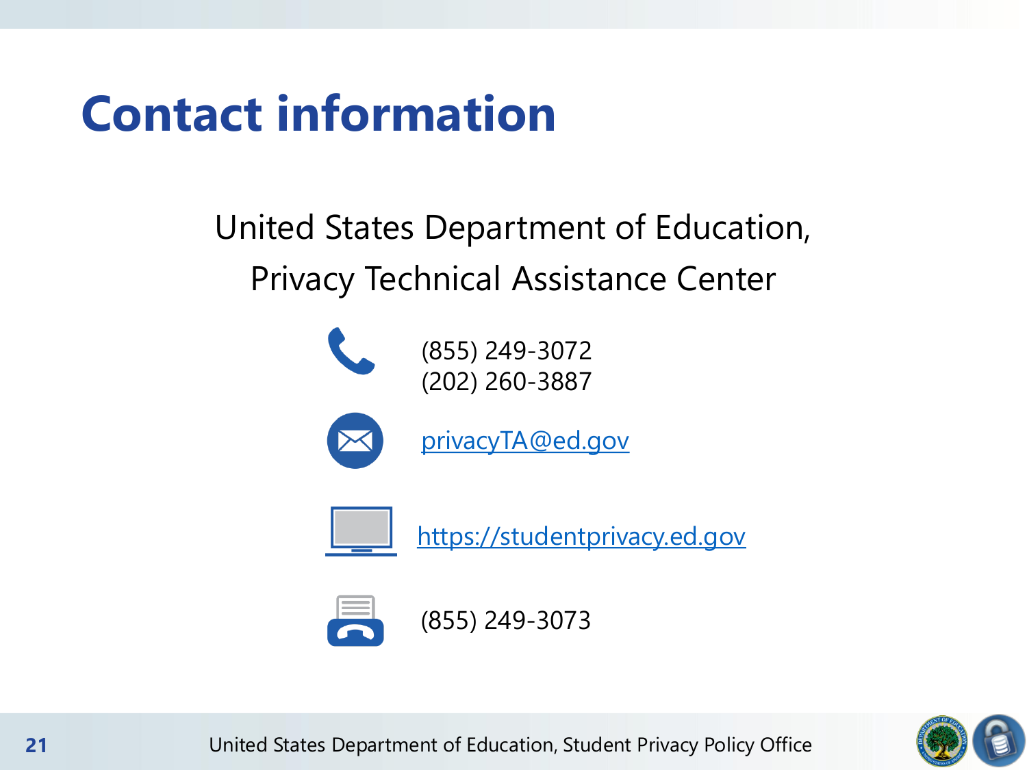# Contact information

United States Department of Education,
Privacy Technical Assistance Center

(855) 249-3072
(202) 260-3887

privacyTA@ed.gov

https://studentprivacy.ed.gov

(855) 249-3073